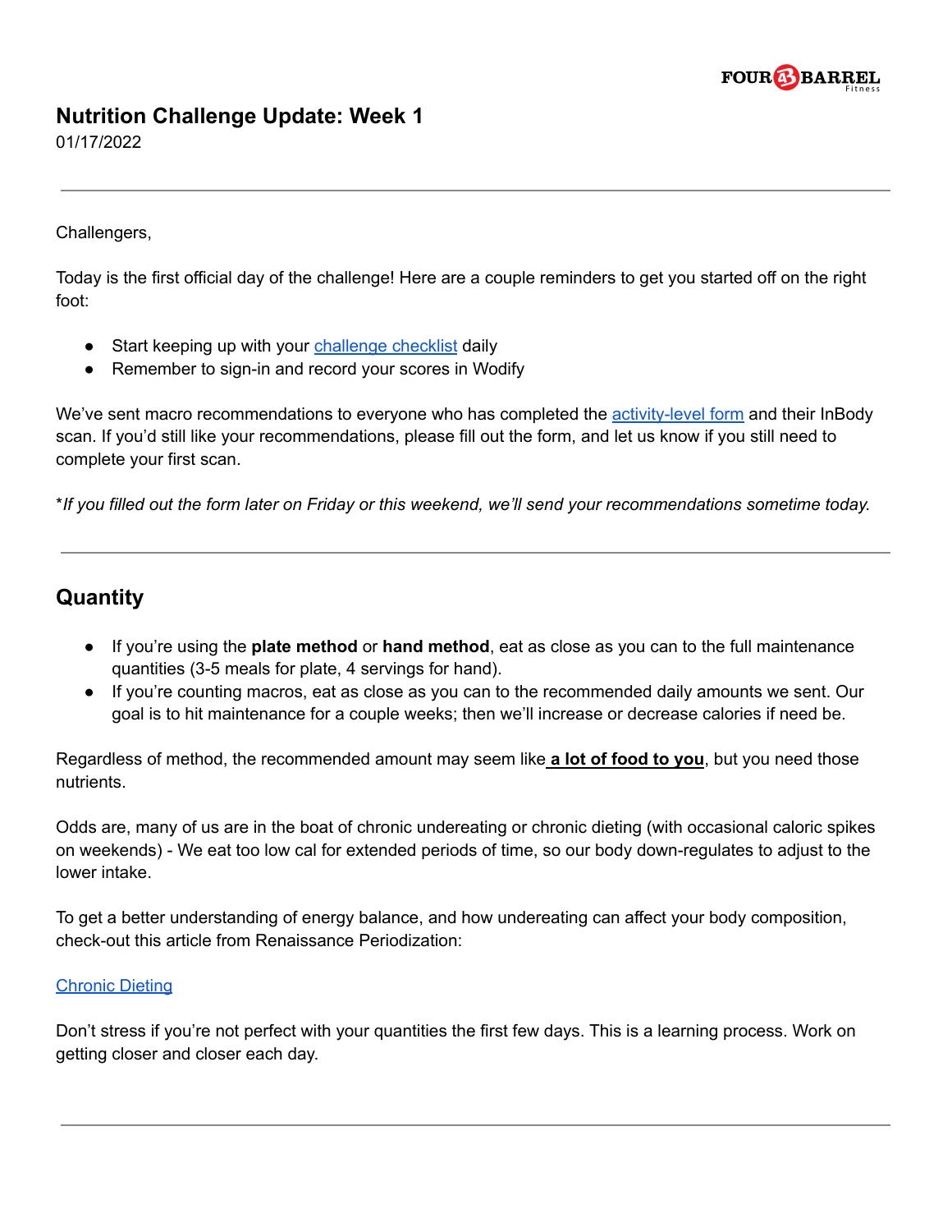# Nutrition Challenge Update: Week 1

01/17/2022

---

Challengers,

Today is the first official day of the challenge! Here are a couple reminders to get you started off on the right foot:

- Start keeping up with your challenge checklist daily
- Remember to sign-in and record your scores in Wodify

We've sent macro recommendations to everyone who has completed the activity-level form and their InBody scan. If you'd still like your recommendations, please fill out the form, and let us know if you still need to complete your first scan.

**If you filled out the form later on Friday or this weekend, we'll send your recommendations sometime today.*

---

## Quantity

- If you're using the **plate method** or **hand method**, eat as close as you can to the full maintenance quantities (3-5 meals for plate, 4 servings for hand).
- If you're counting macros, eat as close as you can to the recommended daily amounts we sent. Our goal is to hit maintenance for a couple weeks; then we'll increase or decrease calories if need be.

Regardless of method, the recommended amount may seem like **a lot of food to you**, but you need those nutrients.

Odds are, many of us are in the boat of chronic undereating or chronic dieting (with occasional caloric spikes on weekends) - We eat too low cal for extended periods of time, so our body down-regulates to adjust to the lower intake.

To get a better understanding of energy balance, and how undereating can affect your body composition, check-out this article from Renaissance Periodization:

Chronic Dieting

Don't stress if you're not perfect with your quantities the first few days. This is a learning process. Work on getting closer and closer each day.

---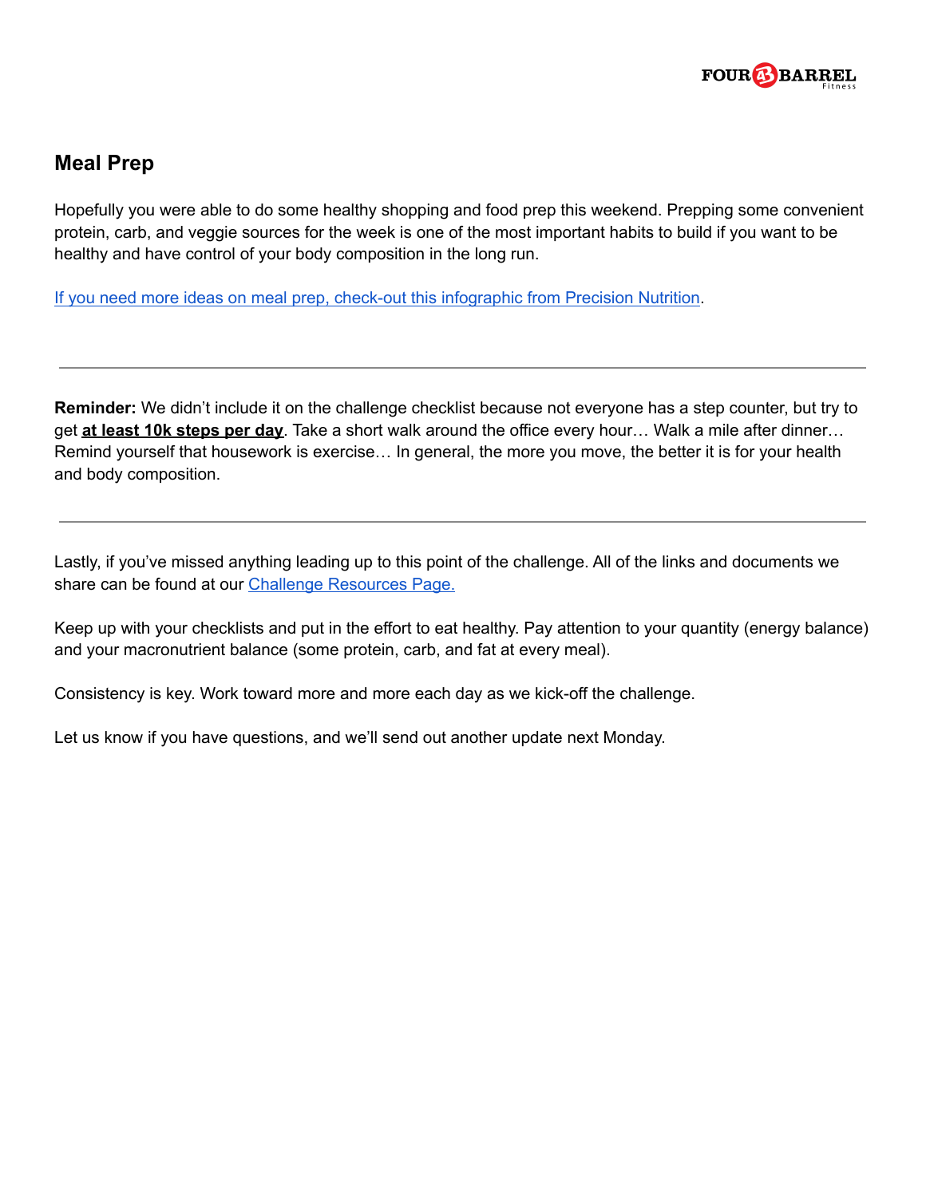## Meal Prep

Hopefully you were able to do some healthy shopping and food prep this weekend. Prepping some convenient protein, carb, and veggie sources for the week is one of the most important habits to build if you want to be healthy and have control of your body composition in the long run.

[If you need more ideas on meal prep, check-out this infographic from Precision Nutrition]().

---

**Reminder:** We didn't include it on the challenge checklist because not everyone has a step counter, but try to get **at least 10k steps per day**. Take a short walk around the office every hour… Walk a mile after dinner… Remind yourself that housework is exercise… In general, the more you move, the better it is for your health and body composition.

---

Lastly, if you've missed anything leading up to this point of the challenge. All of the links and documents we share can be found at our [Challenge Resources Page.]()

Keep up with your checklists and put in the effort to eat healthy. Pay attention to your quantity (energy balance) and your macronutrient balance (some protein, carb, and fat at every meal).

Consistency is key. Work toward more and more each day as we kick-off the challenge.

Let us know if you have questions, and we'll send out another update next Monday.